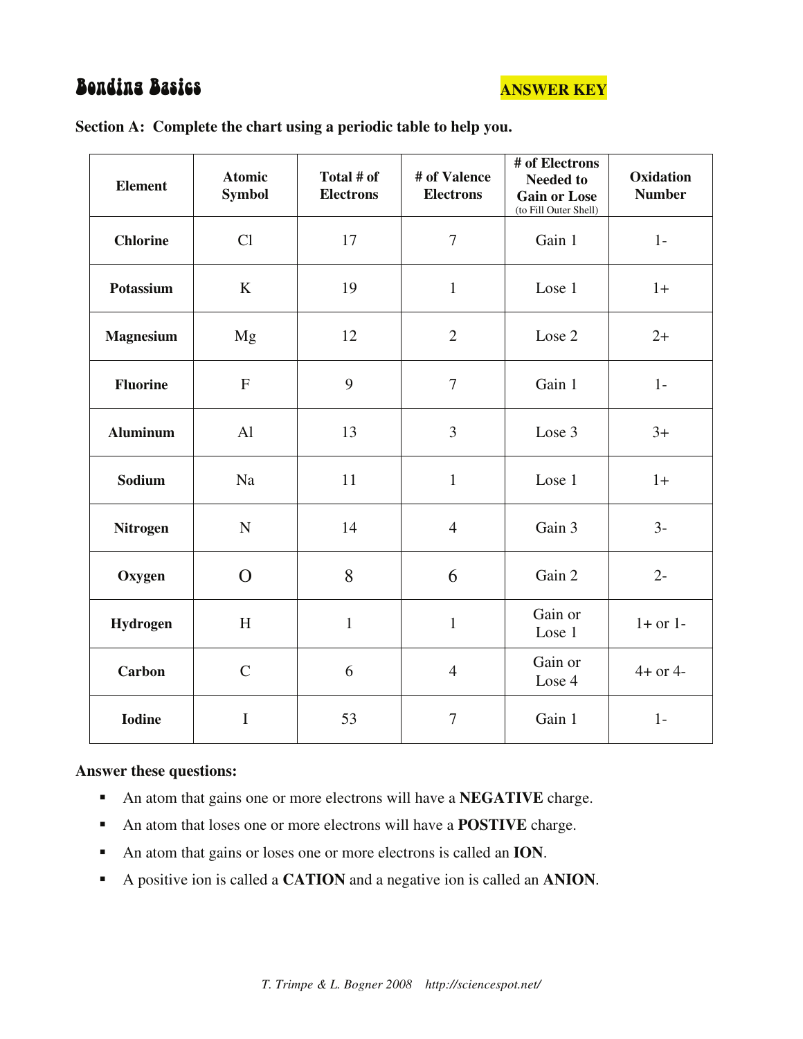# Bonding Basics

**ANSWER KEY**

**Section A: Complete the chart using a periodic table to help you.**

| Element | Atomic Symbol | Total # of Electrons | # of Valence Electrons | # of Electrons Needed to Gain or Lose (to Fill Outer Shell) | Oxidation Number |
|---|---|---|---|---|---|
| **Chlorine** | Cl | 17 | 7 | Gain 1 | 1- |
| **Potassium** | K | 19 | 1 | Lose 1 | 1+ |
| **Magnesium** | Mg | 12 | 2 | Lose 2 | 2+ |
| **Fluorine** | F | 9 | 7 | Gain 1 | 1- |
| **Aluminum** | Al | 13 | 3 | Lose 3 | 3+ |
| **Sodium** | Na | 11 | 1 | Lose 1 | 1+ |
| **Nitrogen** | N | 14 | 4 | Gain 3 | 3- |
| **Oxygen** | O | 8 | 6 | Gain 2 | 2- |
| **Hydrogen** | H | 1 | 1 | Gain or Lose 1 | 1+ or 1- |
| **Carbon** | C | 6 | 4 | Gain or Lose 4 | 4+ or 4- |
| **Iodine** | I | 53 | 7 | Gain 1 | 1- |

**Answer these questions:**

- An atom that gains one or more electrons will have a **NEGATIVE** charge.
- An atom that loses one or more electrons will have a **POSTIVE** charge.
- An atom that gains or loses one or more electrons is called an **ION**.
- A positive ion is called a **CATION** and a negative ion is called an **ANION**.

*T. Trimpe & L. Bogner 2008 http://sciencespot.net/*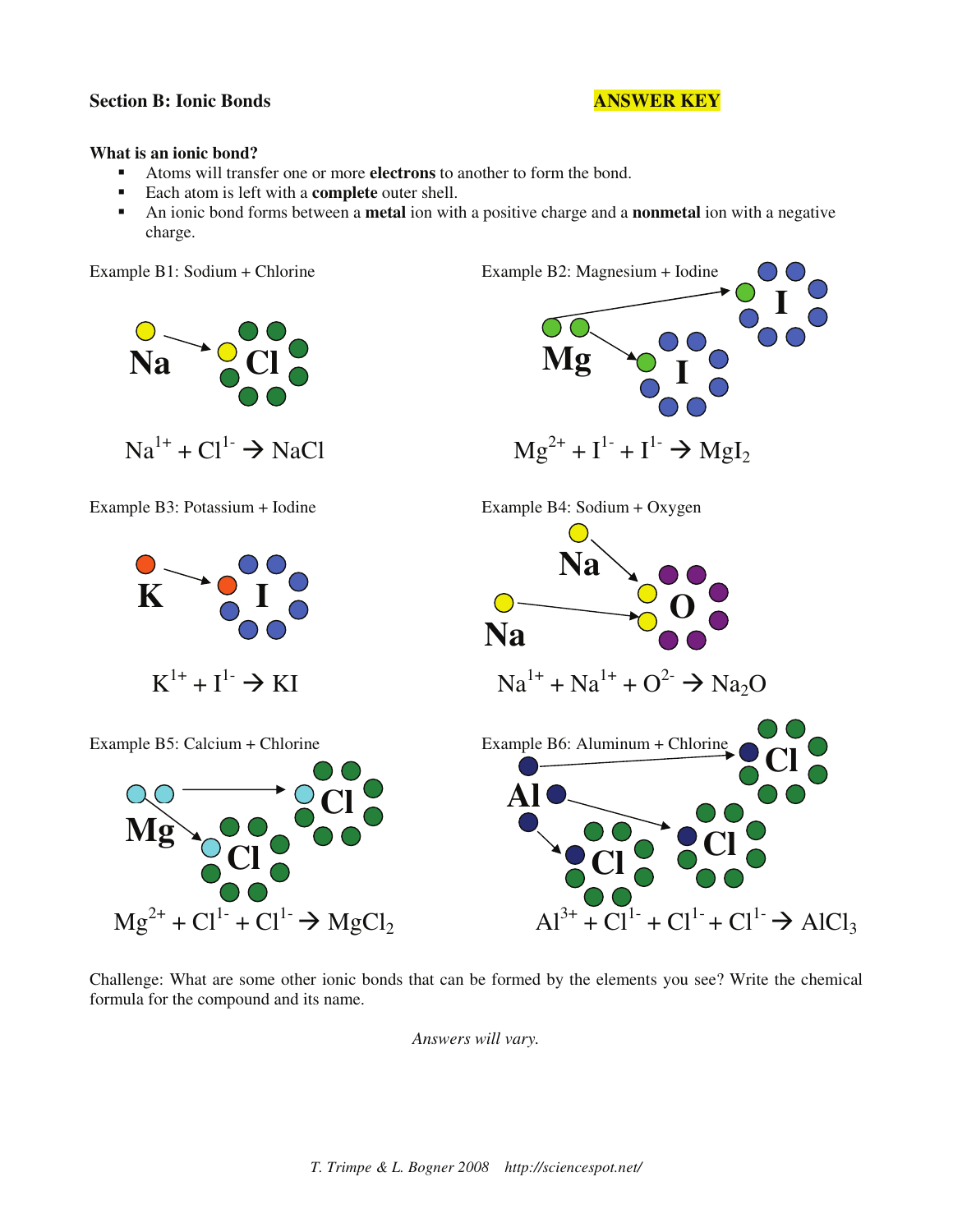**Section B: Ionic Bonds**

**ANSWER KEY**

**What is an ionic bond?**

- Atoms will transfer one or more **electrons** to another to form the bond.
- Each atom is left with a **complete** outer shell.
- An ionic bond forms between a **metal** ion with a positive charge and a **nonmetal** ion with a negative charge.

Example B1: Sodium + Chlorine

Na Cl

$Na^{1+} + Cl^{1-} \rightarrow NaCl$

Example B2: Magnesium + Iodine

Mg I I

$Mg^{2+} + I^{1-} + I^{1-} \rightarrow MgI_2$

Example B3: Potassium + Iodine

K I

$K^{1+} + I^{1-} \rightarrow KI$

Example B4: Sodium + Oxygen

Na Na O

$Na^{1+} + Na^{1+} + O^{2-} \rightarrow Na_2O$

Example B5: Calcium + Chlorine

Mg Cl Cl

$Mg^{2+} + Cl^{1-} + Cl^{1-} \rightarrow MgCl_2$

Example B6: Aluminum + Chlorine

Al Cl Cl Cl

$Al^{3+} + Cl^{1-} + Cl^{1-} + Cl^{1-} \rightarrow AlCl_3$

Challenge: What are some other ionic bonds that can be formed by the elements you see? Write the chemical formula for the compound and its name.

*Answers will vary.*

*T. Trimpe & L. Bogner 2008 http://sciencespot.net/*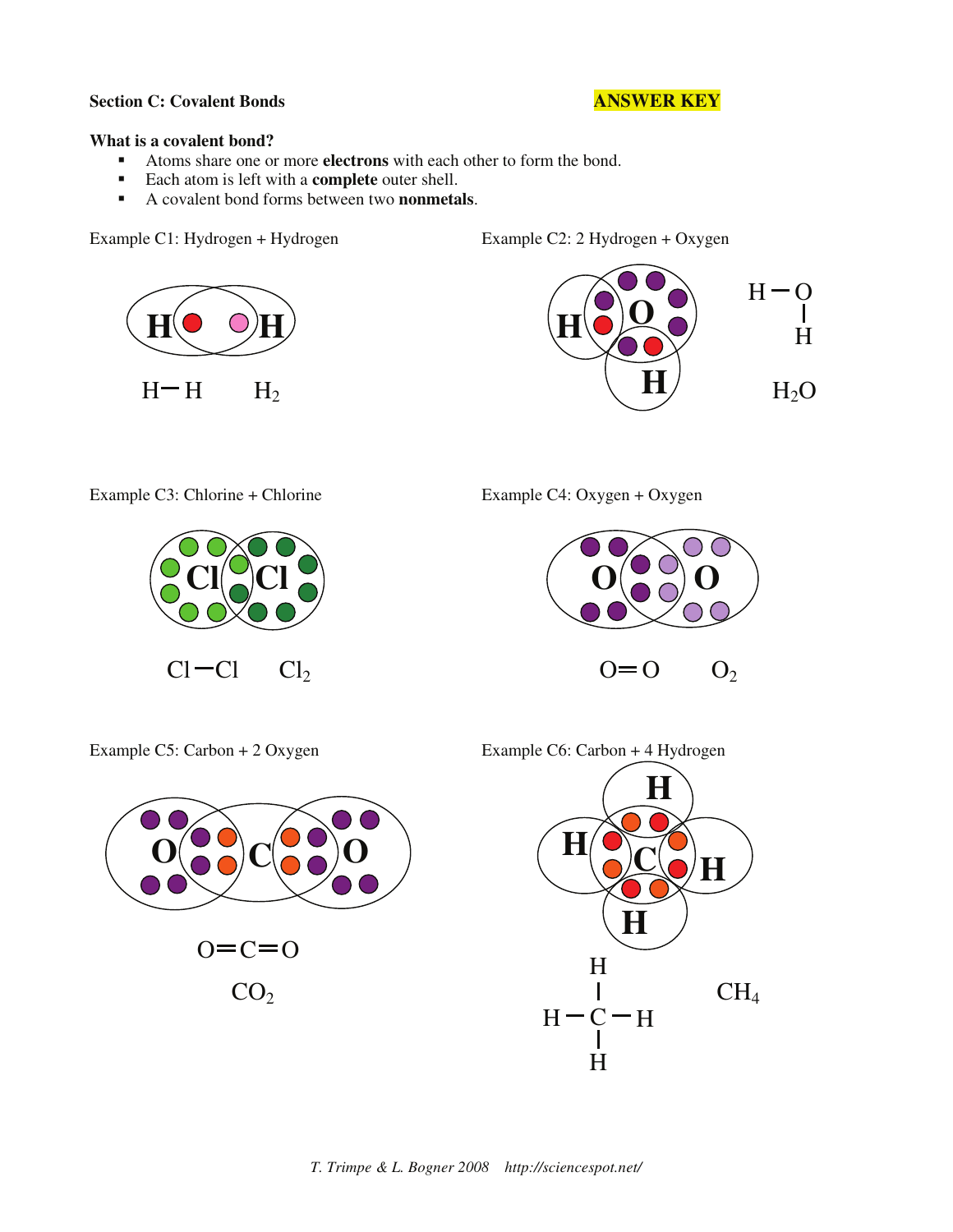**Section C: Covalent Bonds**

**ANSWER KEY**

**What is a covalent bond?**

- Atoms share one or more **electrons** with each other to form the bond.
- Each atom is left with a **complete** outer shell.
- A covalent bond forms between two **nonmetals**.

Example C1: Hydrogen + Hydrogen

H—H $H_2$

Example C2: 2 Hydrogen + Oxygen

H—O
|
H

$H_2O$

Example C3: Chlorine + Chlorine

Cl—Cl $Cl_2$

Example C4: Oxygen + Oxygen

O=O $O_2$

Example C5: Carbon + 2 Oxygen

O=C=O

$CO_2$

Example C6: Carbon + 4 Hydrogen

H
|
H—C—H
|
H

$CH_4$